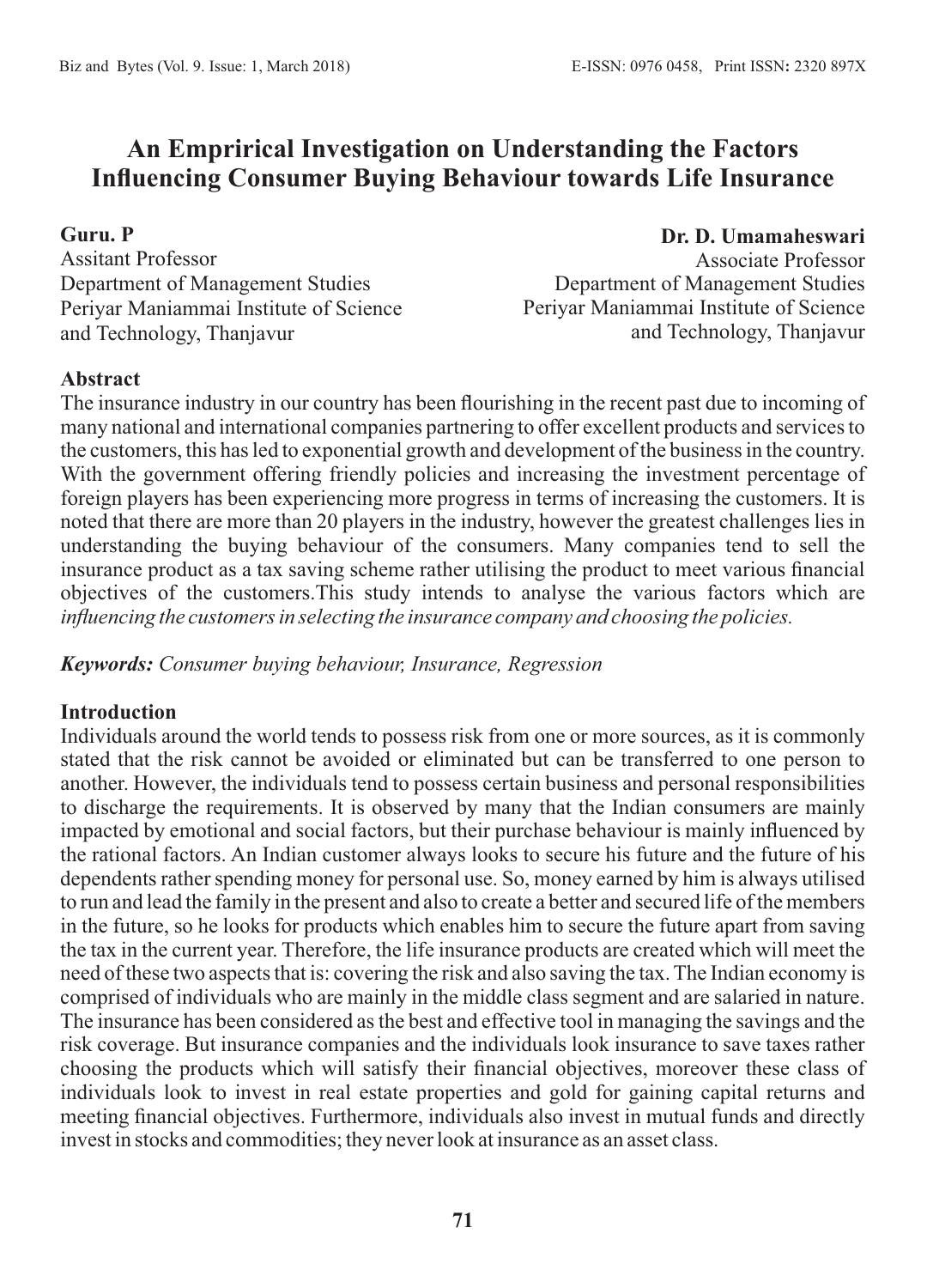# An Emprirical Investigation on Understanding the Factors Influencing Consumer Buying Behaviour towards Life Insurance

**Guru. P**
Assitant Professor
Department of Management Studies
Periyar Maniammai Institute of Science and Technology, Thanjavur

**Dr. D. Umamaheswari**
Associate Professor
Department of Management Studies
Periyar Maniammai Institute of Science and Technology, Thanjavur

## Abstract

The insurance industry in our country has been flourishing in the recent past due to incoming of many national and international companies partnering to offer excellent products and services to the customers, this has led to exponential growth and development of the business in the country. With the government offering friendly policies and increasing the investment percentage of foreign players has been experiencing more progress in terms of increasing the customers. It is noted that there are more than 20 players in the industry, however the greatest challenges lies in understanding the buying behaviour of the consumers. Many companies tend to sell the insurance product as a tax saving scheme rather utilising the product to meet various financial objectives of the customers.This study intends to analyse the various factors which are *influencing the customers in selecting the insurance company and choosing the policies.*

***Keywords:*** *Consumer buying behaviour, Insurance, Regression*

## Introduction

Individuals around the world tends to possess risk from one or more sources, as it is commonly stated that the risk cannot be avoided or eliminated but can be transferred to one person to another. However, the individuals tend to possess certain business and personal responsibilities to discharge the requirements. It is observed by many that the Indian consumers are mainly impacted by emotional and social factors, but their purchase behaviour is mainly influenced by the rational factors. An Indian customer always looks to secure his future and the future of his dependents rather spending money for personal use. So, money earned by him is always utilised to run and lead the family in the present and also to create a better and secured life of the members in the future, so he looks for products which enables him to secure the future apart from saving the tax in the current year. Therefore, the life insurance products are created which will meet the need of these two aspects that is: covering the risk and also saving the tax. The Indian economy is comprised of individuals who are mainly in the middle class segment and are salaried in nature. The insurance has been considered as the best and effective tool in managing the savings and the risk coverage. But insurance companies and the individuals look insurance to save taxes rather choosing the products which will satisfy their financial objectives, moreover these class of individuals look to invest in real estate properties and gold for gaining capital returns and meeting financial objectives. Furthermore, individuals also invest in mutual funds and directly invest in stocks and commodities; they never look at insurance as an asset class.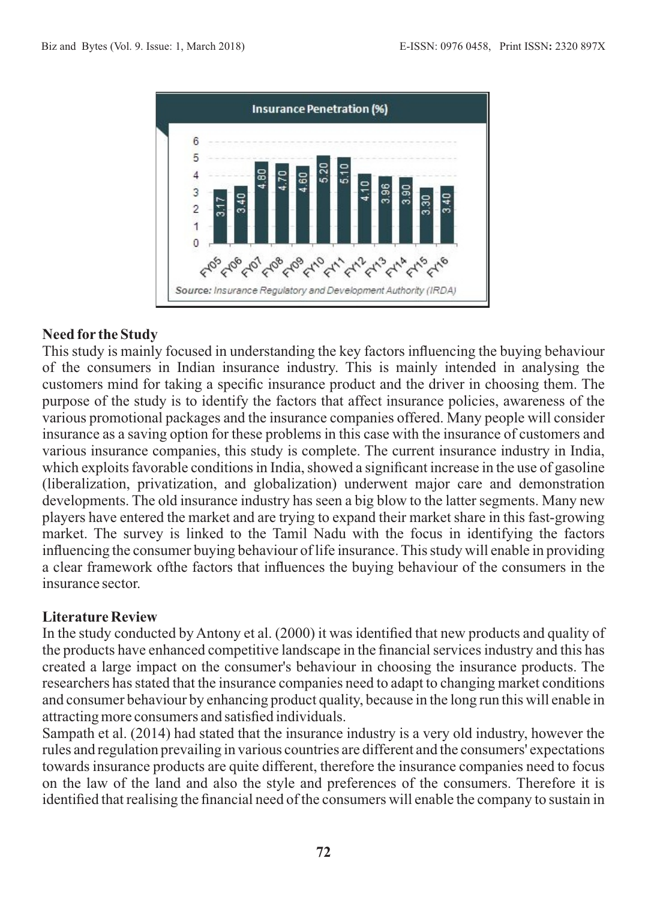Insurance Penetration (%)

| FY05 | FY06 | FY07 | FY08 | FY09 | FY10 | FY11 | FY12 | FY13 | FY14 | FY15 | FY16 |
|---|---|---|---|---|---|---|---|---|---|---|---|
| 3.17 | 3.40 | 4.80 | 4.70 | 4.60 | 5.20 | 5.10 | 4.10 | 3.96 | 3.90 | 3.30 | 3.40 |

*Source: Insurance Regulatory and Development Authority (IRDA)*

**Need for the Study**

This study is mainly focused in understanding the key factors influencing the buying behaviour of the consumers in Indian insurance industry. This is mainly intended in analysing the customers mind for taking a specific insurance product and the driver in choosing them. The purpose of the study is to identify the factors that affect insurance policies, awareness of the various promotional packages and the insurance companies offered. Many people will consider insurance as a saving option for these problems in this case with the insurance of customers and various insurance companies, this study is complete. The current insurance industry in India, which exploits favorable conditions in India, showed a significant increase in the use of gasoline (liberalization, privatization, and globalization) underwent major care and demonstration developments. The old insurance industry has seen a big blow to the latter segments. Many new players have entered the market and are trying to expand their market share in this fast-growing market. The survey is linked to the Tamil Nadu with the focus in identifying the factors influencing the consumer buying behaviour of life insurance. This study will enable in providing a clear framework ofthe factors that influences the buying behaviour of the consumers in the insurance sector.

**Literature Review**

In the study conducted by Antony et al. (2000) it was identified that new products and quality of the products have enhanced competitive landscape in the financial services industry and this has created a large impact on the consumer's behaviour in choosing the insurance products. The researchers has stated that the insurance companies need to adapt to changing market conditions and consumer behaviour by enhancing product quality, because in the long run this will enable in attracting more consumers and satisfied individuals.

Sampath et al. (2014) had stated that the insurance industry is a very old industry, however the rules and regulation prevailing in various countries are different and the consumers' expectations towards insurance products are quite different, therefore the insurance companies need to focus on the law of the land and also the style and preferences of the consumers. Therefore it is identified that realising the financial need of the consumers will enable the company to sustain in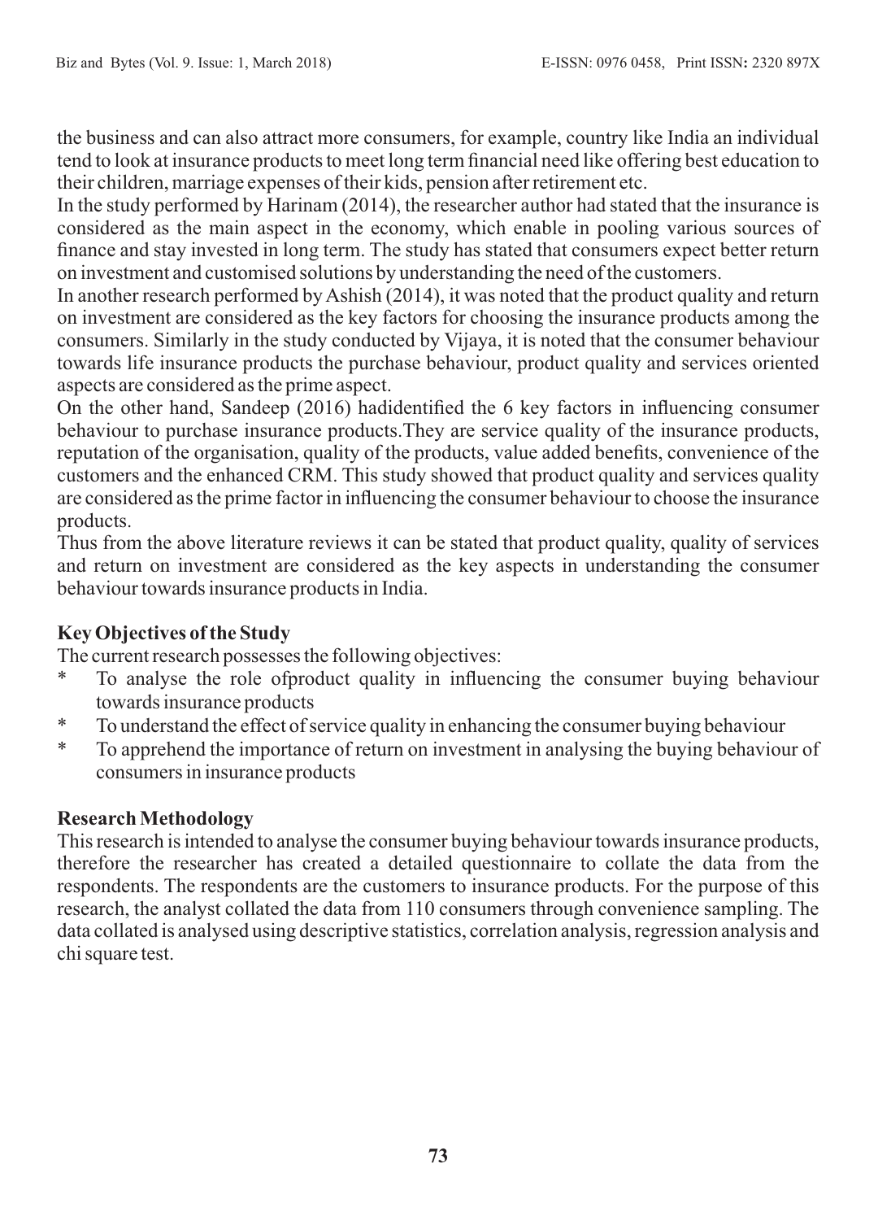the business and can also attract more consumers, for example, country like India an individual tend to look at insurance products to meet long term financial need like offering best education to their children, marriage expenses of their kids, pension after retirement etc.

In the study performed by Harinam (2014), the researcher author had stated that the insurance is considered as the main aspect in the economy, which enable in pooling various sources of finance and stay invested in long term. The study has stated that consumers expect better return on investment and customised solutions by understanding the need of the customers.

In another research performed by Ashish (2014), it was noted that the product quality and return on investment are considered as the key factors for choosing the insurance products among the consumers. Similarly in the study conducted by Vijaya, it is noted that the consumer behaviour towards life insurance products the purchase behaviour, product quality and services oriented aspects are considered as the prime aspect.

On the other hand, Sandeep (2016) hadidentified the 6 key factors in influencing consumer behaviour to purchase insurance products.They are service quality of the insurance products, reputation of the organisation, quality of the products, value added benefits, convenience of the customers and the enhanced CRM. This study showed that product quality and services quality are considered as the prime factor in influencing the consumer behaviour to choose the insurance products.

Thus from the above literature reviews it can be stated that product quality, quality of services and return on investment are considered as the key aspects in understanding the consumer behaviour towards insurance products in India.

## Key Objectives of the Study

The current research possesses the following objectives:

* To analyse the role ofproduct quality in influencing the consumer buying behaviour towards insurance products
* To understand the effect of service quality in enhancing the consumer buying behaviour
* To apprehend the importance of return on investment in analysing the buying behaviour of consumers in insurance products

## Research Methodology

This research is intended to analyse the consumer buying behaviour towards insurance products, therefore the researcher has created a detailed questionnaire to collate the data from the respondents. The respondents are the customers to insurance products. For the purpose of this research, the analyst collated the data from 110 consumers through convenience sampling. The data collated is analysed using descriptive statistics, correlation analysis, regression analysis and chi square test.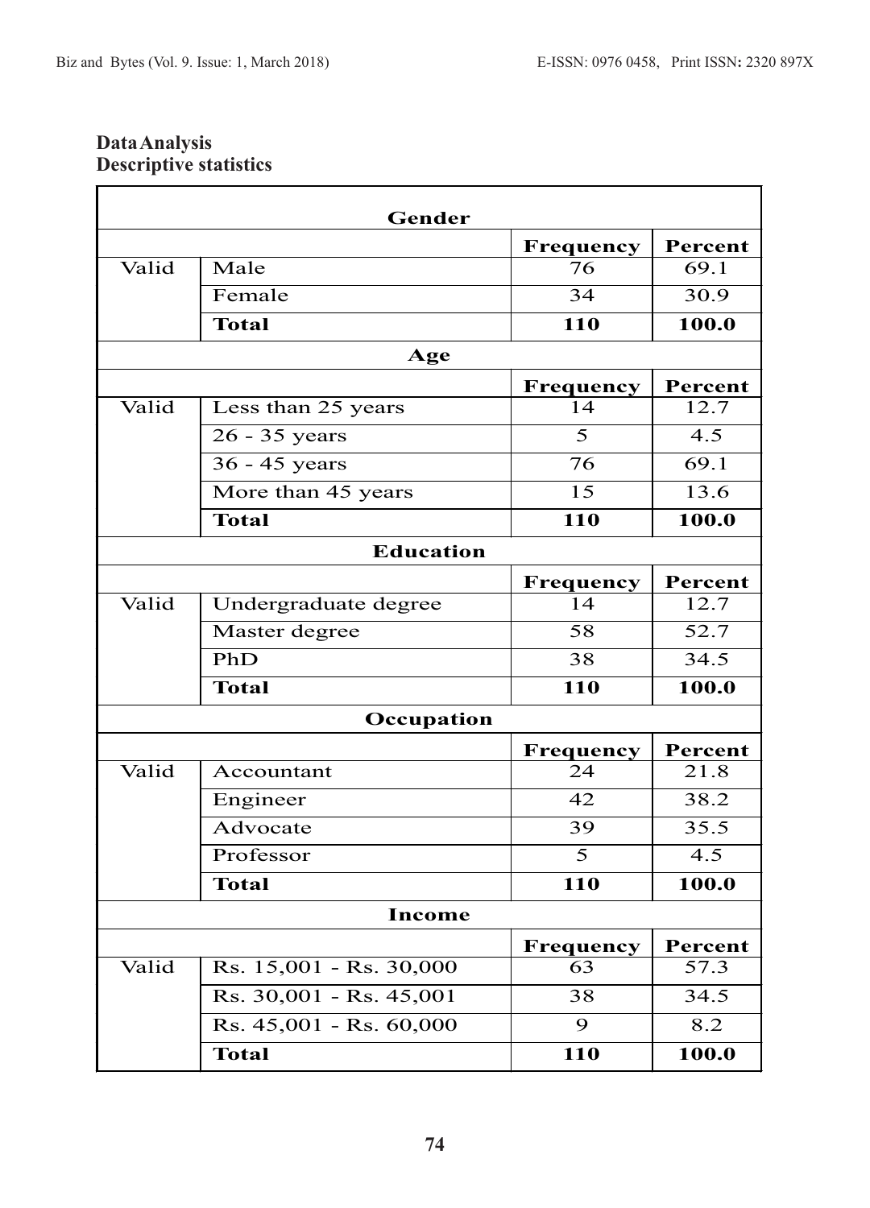## Data Analysis

### Descriptive statistics

| Gender | | | |
|---|---|---|---|
| | | **Frequency** | **Percent** |
| Valid | Male | 76 | 69.1 |
| | Female | 34 | 30.9 |
| | **Total** | **110** | **100.0** |

| Age | | | |
|---|---|---|---|
| | | **Frequency** | **Percent** |
| Valid | Less than 25 years | 14 | 12.7 |
| | 26 - 35 years | 5 | 4.5 |
| | 36 - 45 years | 76 | 69.1 |
| | More than 45 years | 15 | 13.6 |
| | **Total** | **110** | **100.0** |

| Education | | | |
|---|---|---|---|
| | | **Frequency** | **Percent** |
| Valid | Undergraduate degree | 14 | 12.7 |
| | Master degree | 58 | 52.7 |
| | PhD | 38 | 34.5 |
| | **Total** | **110** | **100.0** |

| Occupation | | | |
|---|---|---|---|
| | | **Frequency** | **Percent** |
| Valid | Accountant | 24 | 21.8 |
| | Engineer | 42 | 38.2 |
| | Advocate | 39 | 35.5 |
| | Professor | 5 | 4.5 |
| | **Total** | **110** | **100.0** |

| Income | | | |
|---|---|---|---|
| | | **Frequency** | **Percent** |
| Valid | Rs. 15,001 - Rs. 30,000 | 63 | 57.3 |
| | Rs. 30,001 - Rs. 45,001 | 38 | 34.5 |
| | Rs. 45,001 - Rs. 60,000 | 9 | 8.2 |
| | **Total** | **110** | **100.0** |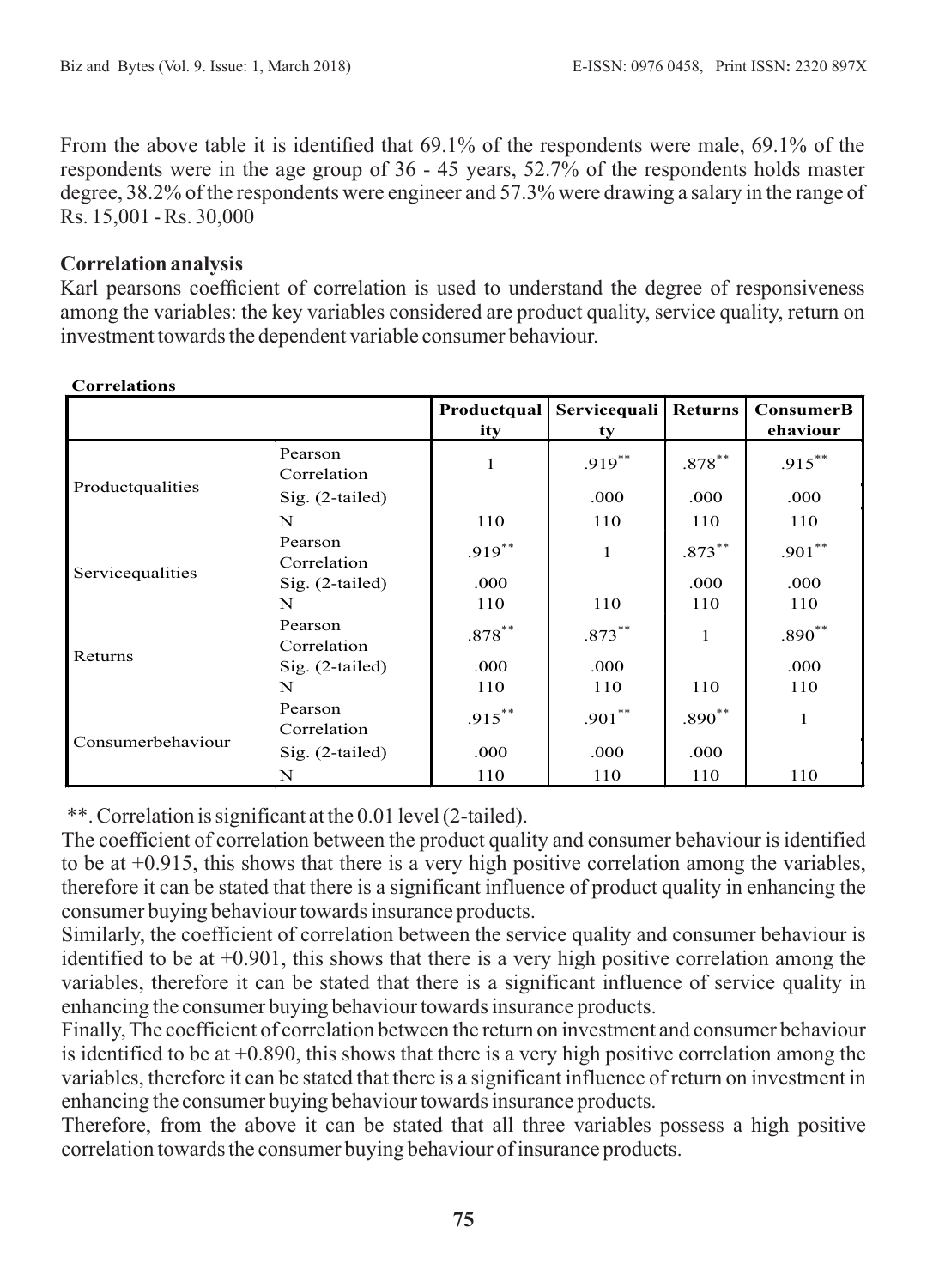From the above table it is identified that 69.1% of the respondents were male, 69.1% of the respondents were in the age group of 36 - 45 years, 52.7% of the respondents holds master degree, 38.2% of the respondents were engineer and 57.3% were drawing a salary in the range of Rs. 15,001 - Rs. 30,000

**Correlation analysis**

Karl pearsons coefficient of correlation is used to understand the degree of responsiveness among the variables: the key variables considered are product quality, service quality, return on investment towards the dependent variable consumer behaviour.

**Correlations**

| | | Productquality | Servicequality | Returns | ConsumerBehaviour |
|---|---|---|---|---|---|
| Productqualities | Pearson Correlation | 1 | .919** | .878** | .915** |
| | Sig. (2-tailed) | | .000 | .000 | .000 |
| | N | 110 | 110 | 110 | 110 |
| Servicequalities | Pearson Correlation | .919** | 1 | .873** | .901** |
| | Sig. (2-tailed) | .000 | | .000 | .000 |
| | N | 110 | 110 | 110 | 110 |
| Returns | Pearson Correlation | .878** | .873** | 1 | .890** |
| | Sig. (2-tailed) | .000 | .000 | | .000 |
| | N | 110 | 110 | 110 | 110 |
| Consumerbehaviour | Pearson Correlation | .915** | .901** | .890** | 1 |
| | Sig. (2-tailed) | .000 | .000 | .000 | |
| | N | 110 | 110 | 110 | 110 |

**. Correlation is significant at the 0.01 level (2-tailed).

The coefficient of correlation between the product quality and consumer behaviour is identified to be at +0.915, this shows that there is a very high positive correlation among the variables, therefore it can be stated that there is a significant influence of product quality in enhancing the consumer buying behaviour towards insurance products.

Similarly, the coefficient of correlation between the service quality and consumer behaviour is identified to be at +0.901, this shows that there is a very high positive correlation among the variables, therefore it can be stated that there is a significant influence of service quality in enhancing the consumer buying behaviour towards insurance products.

Finally, The coefficient of correlation between the return on investment and consumer behaviour is identified to be at +0.890, this shows that there is a very high positive correlation among the variables, therefore it can be stated that there is a significant influence of return on investment in enhancing the consumer buying behaviour towards insurance products.

Therefore, from the above it can be stated that all three variables possess a high positive correlation towards the consumer buying behaviour of insurance products.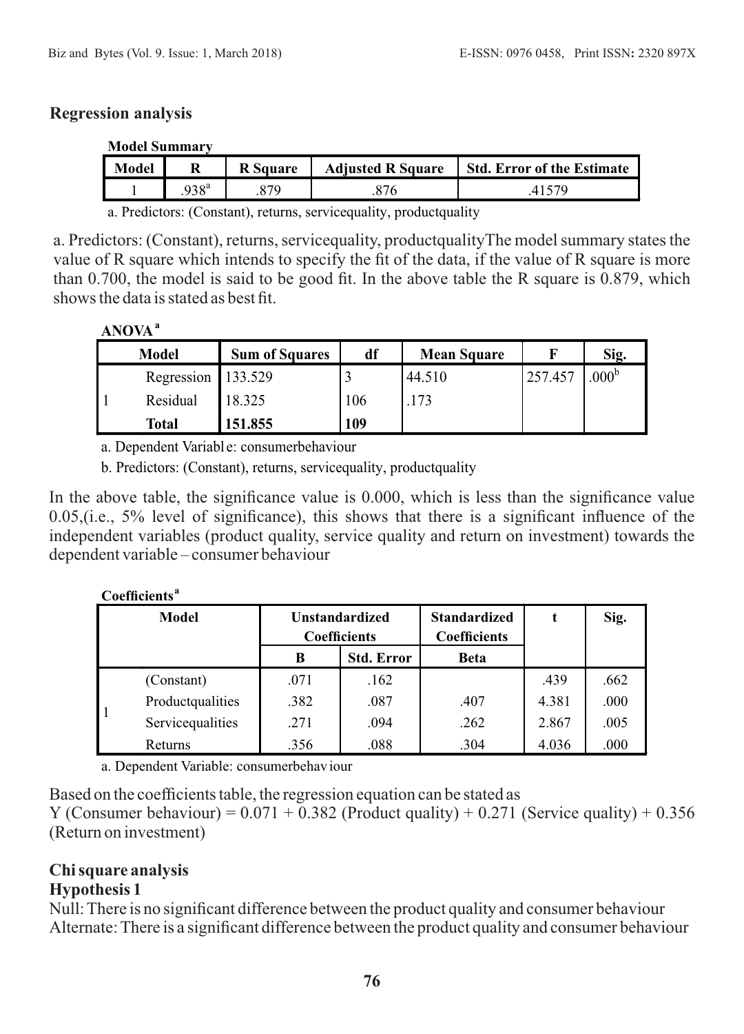## Regression analysis

**Model Summary**

| Model | R | R Square | Adjusted R Square | Std. Error of the Estimate |
|---|---|---|---|---|
| 1 | .938[a] | .879 | .876 | .41579 |

a. Predictors: (Constant), returns, servicequality, productquality

a. Predictors: (Constant), returns, servicequality, productqualityThe model summary states the value of R square which intends to specify the fit of the data, if the value of R square is more than 0.700, the model is said to be good fit. In the above table the R square is 0.879, which shows the data is stated as best fit.

**ANOVA[a]**

| Model | | Sum of Squares | df | Mean Square | F | Sig. |
|---|---|---|---|---|---|---|
| 1 | Regression | 133.529 | 3 | 44.510 | 257.457 | .000[b] |
| | Residual | 18.325 | 106 | .173 | | |
| | **Total** | **151.855** | **109** | | | |

a. Dependent Variabl e: consumerbehaviour

b. Predictors: (Constant), returns, servicequality, productquality

In the above table, the significance value is 0.000, which is less than the significance value 0.05,(i.e., 5% level of significance), this shows that there is a significant influence of the independent variables (product quality, service quality and return on investment) towards the dependent variable – consumer behaviour

**Coefficients[a]**

| Model | | Unstandardized Coefficients | | Standardized Coefficients | t | Sig. |
|---|---|---|---|---|---|---|
| | | B | Std. Error | Beta | | |
| 1 | (Constant) | .071 | .162 | | .439 | .662 |
| | Productqualities | .382 | .087 | .407 | 4.381 | .000 |
| | Servicequalities | .271 | .094 | .262 | 2.867 | .005 |
| | Returns | .356 | .088 | .304 | 4.036 | .000 |

a. Dependent Variable: consumerbehav iour

Based on the coefficients table, the regression equation can be stated as
Y (Consumer behaviour) = 0.071 + 0.382 (Product quality) + 0.271 (Service quality) + 0.356 (Return on investment)

## Chi square analysis

### Hypothesis 1

Null: There is no significant difference between the product quality and consumer behaviour
Alternate: There is a significant difference between the product quality and consumer behaviour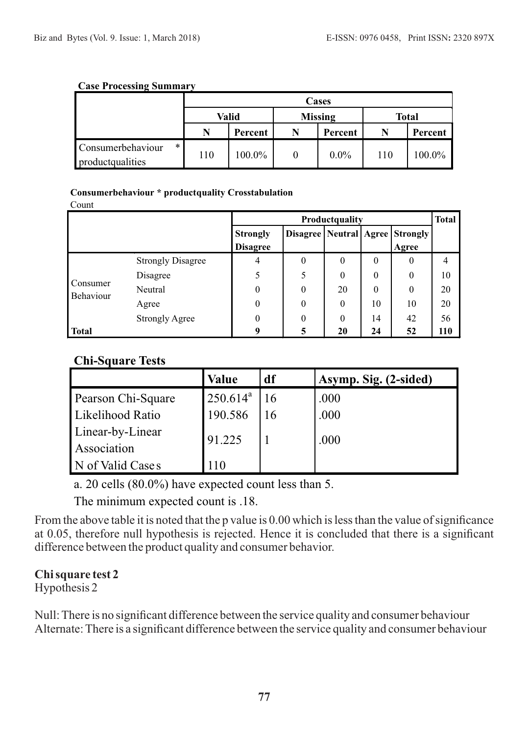**Case Processing Summary**

| | Cases | | | | | |
|---|---|---|---|---|---|---|
| | Valid | | Missing | | Total | |
| | N | Percent | N | Percent | N | Percent |
| Consumerbehaviour * productqualities | 110 | 100.0% | 0 | 0.0% | 110 | 100.0% |

**Consumerbehaviour * productquality Crosstabulation**

Count

| | | Productquality | | | | | Total |
|---|---|---|---|---|---|---|---|
| | | Strongly Disagree | Disagree | Neutral | Agree | Strongly Agree | |
| Consumer Behaviour | Strongly Disagree | 4 | 0 | 0 | 0 | 0 | 4 |
| | Disagree | 5 | 5 | 0 | 0 | 0 | 10 |
| | Neutral | 0 | 0 | 20 | 0 | 0 | 20 |
| | Agree | 0 | 0 | 0 | 10 | 10 | 20 |
| | Strongly Agree | 0 | 0 | 0 | 14 | 42 | 56 |
| **Total** | | **9** | **5** | **20** | **24** | **52** | **110** |

**Chi-Square Tests**

| | Value | df | Asymp. Sig. (2-sided) |
|---|---|---|---|
| Pearson Chi-Square | 250.614[a] | 16 | .000 |
| Likelihood Ratio | 190.586 | 16 | .000 |
| Linear-by-Linear Association | 91.225 | 1 | .000 |
| N of Valid Cases | 110 | | |

a. 20 cells (80.0%) have expected count less than 5.

The minimum expected count is .18.

From the above table it is noted that the p value is 0.00 which is less than the value of significance at 0.05, therefore null hypothesis is rejected. Hence it is concluded that there is a significant difference between the product quality and consumer behavior.

**Chi square test 2**

Hypothesis 2

Null: There is no significant difference between the service quality and consumer behaviour
Alternate: There is a significant difference between the service quality and consumer behaviour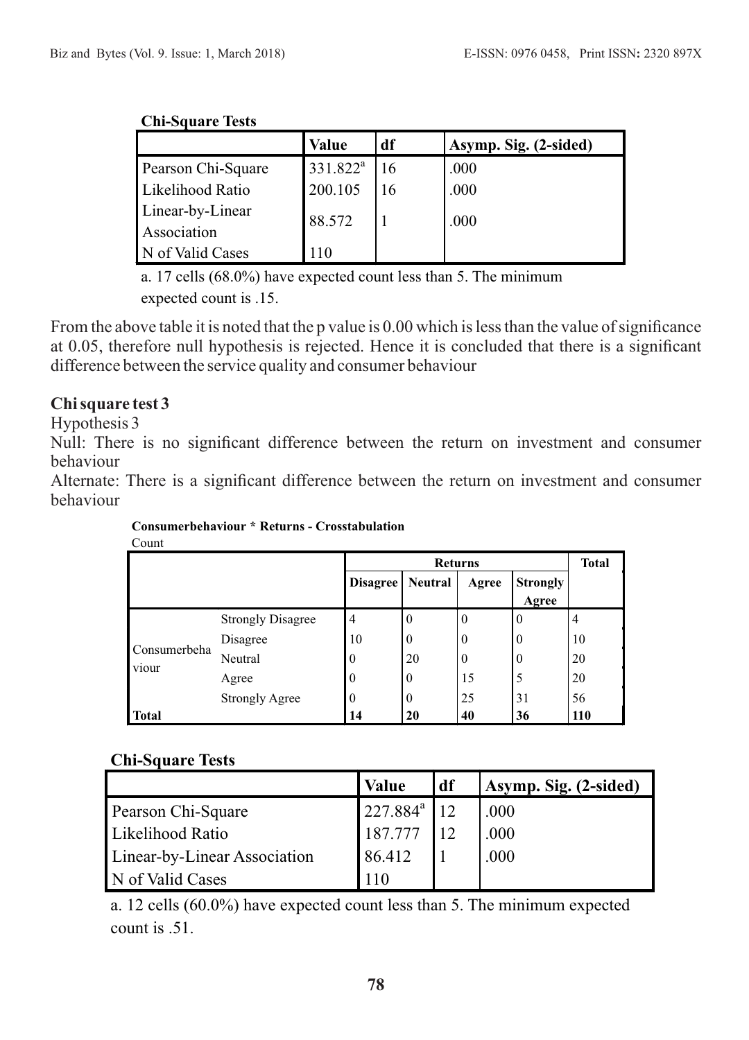**Chi-Square Tests**

| | Value | df | Asymp. Sig. (2-sided) |
|---|---|---|---|
| Pearson Chi-Square | 331.822[a] | 16 | .000 |
| Likelihood Ratio | 200.105 | 16 | .000 |
| Linear-by-Linear Association | 88.572 | 1 | .000 |
| N of Valid Cases | 110 | | |

a. 17 cells (68.0%) have expected count less than 5. The minimum expected count is .15.

From the above table it is noted that the p value is 0.00 which is less than the value of significance at 0.05, therefore null hypothesis is rejected. Hence it is concluded that there is a significant difference between the service quality and consumer behaviour

### Chi square test 3

Hypothesis 3

Null: There is no significant difference between the return on investment and consumer behaviour

Alternate: There is a significant difference between the return on investment and consumer behaviour

**Consumerbehaviour * Returns - Crosstabulation**

Count

| | | Returns | | | | Total |
|---|---|---|---|---|---|---|
| | | Disagree | Neutral | Agree | Strongly Agree | |
| Consumerbehaviour | Strongly Disagree | 4 | 0 | 0 | 0 | 4 |
| | Disagree | 10 | 0 | 0 | 0 | 10 |
| | Neutral | 0 | 20 | 0 | 0 | 20 |
| | Agree | 0 | 0 | 15 | 5 | 20 |
| | Strongly Agree | 0 | 0 | 25 | 31 | 56 |
| **Total** | | **14** | **20** | **40** | **36** | **110** |

**Chi-Square Tests**

| | Value | df | Asymp. Sig. (2-sided) |
|---|---|---|---|
| Pearson Chi-Square | 227.884[a] | 12 | .000 |
| Likelihood Ratio | 187.777 | 12 | .000 |
| Linear-by-Linear Association | 86.412 | 1 | .000 |
| N of Valid Cases | 110 | | |

a. 12 cells (60.0%) have expected count less than 5. The minimum expected count is .51.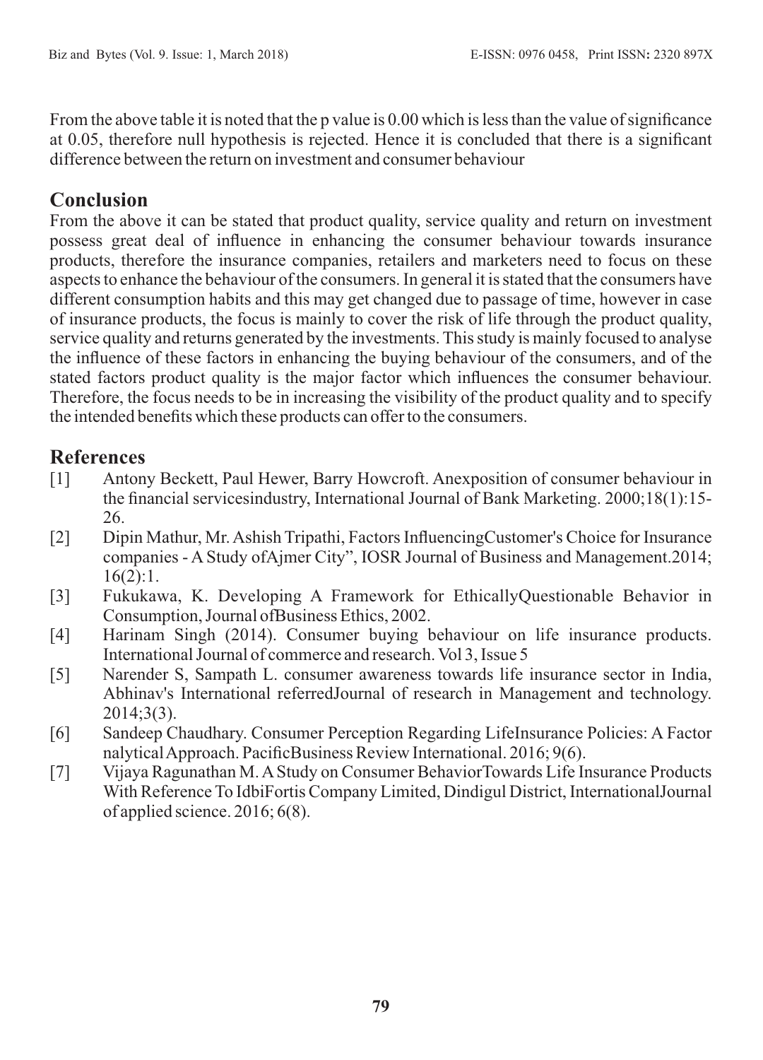From the above table it is noted that the p value is 0.00 which is less than the value of significance at 0.05, therefore null hypothesis is rejected. Hence it is concluded that there is a significant difference between the return on investment and consumer behaviour

## Conclusion

From the above it can be stated that product quality, service quality and return on investment possess great deal of influence in enhancing the consumer behaviour towards insurance products, therefore the insurance companies, retailers and marketers need to focus on these aspects to enhance the behaviour of the consumers. In general it is stated that the consumers have different consumption habits and this may get changed due to passage of time, however in case of insurance products, the focus is mainly to cover the risk of life through the product quality, service quality and returns generated by the investments. This study is mainly focused to analyse the influence of these factors in enhancing the buying behaviour of the consumers, and of the stated factors product quality is the major factor which influences the consumer behaviour. Therefore, the focus needs to be in increasing the visibility of the product quality and to specify the intended benefits which these products can offer to the consumers.

## References

[1] Antony Beckett, Paul Hewer, Barry Howcroft. Anexposition of consumer behaviour in the financial servicesindustry, International Journal of Bank Marketing. 2000;18(1):15-26.

[2] Dipin Mathur, Mr. Ashish Tripathi, Factors InfluencingCustomer's Choice for Insurance companies - A Study ofAjmer City", IOSR Journal of Business and Management.2014; 16(2):1.

[3] Fukukawa, K. Developing A Framework for EthicallyQuestionable Behavior in Consumption, Journal ofBusiness Ethics, 2002.

[4] Harinam Singh (2014). Consumer buying behaviour on life insurance products. International Journal of commerce and research. Vol 3, Issue 5

[5] Narender S, Sampath L. consumer awareness towards life insurance sector in India, Abhinav's International referredJournal of research in Management and technology. 2014;3(3).

[6] Sandeep Chaudhary. Consumer Perception Regarding LifeInsurance Policies: A Factor nalyticalApproach. PacificBusiness Review International. 2016; 9(6).

[7] Vijaya Ragunathan M. A Study on Consumer BehaviorTowards Life Insurance Products With Reference To IdbiFortis Company Limited, Dindigul District, InternationalJournal of applied science. 2016; 6(8).